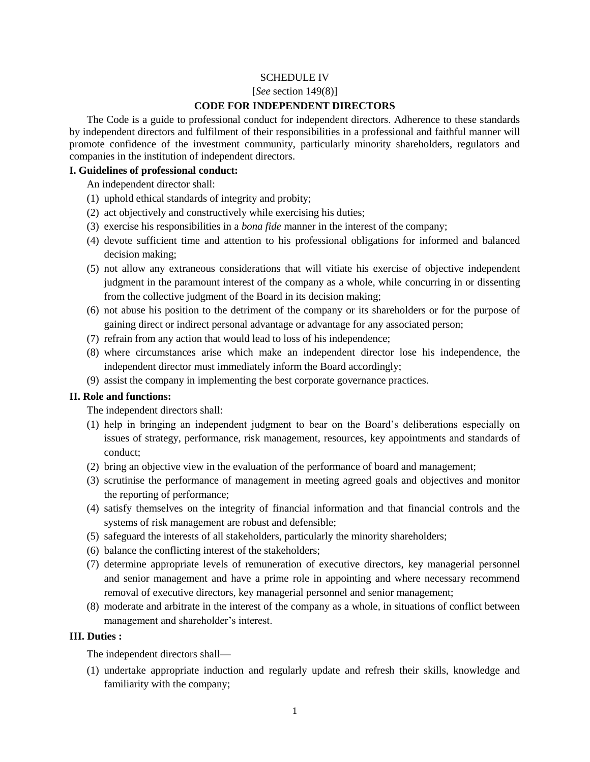# SCHEDULE IV

[*See* section 149(8)]

## CODE FOR INDEPENDENT DIRECTORS

The Code is a guide to professional conduct for independent directors. Adherence to these standards by independent directors and fulfilment of their responsibilities in a professional and faithful manner will promote confidence of the investment community, particularly minority shareholders, regulators and companies in the institution of independent directors.

### I. Guidelines of professional conduct:

An independent director shall:

(1) uphold ethical standards of integrity and probity;

(2) act objectively and constructively while exercising his duties;

(3) exercise his responsibilities in a *bona fide* manner in the interest of the company;

(4) devote sufficient time and attention to his professional obligations for informed and balanced decision making;

(5) not allow any extraneous considerations that will vitiate his exercise of objective independent judgment in the paramount interest of the company as a whole, while concurring in or dissenting from the collective judgment of the Board in its decision making;

(6) not abuse his position to the detriment of the company or its shareholders or for the purpose of gaining direct or indirect personal advantage or advantage for any associated person;

(7) refrain from any action that would lead to loss of his independence;

(8) where circumstances arise which make an independent director lose his independence, the independent director must immediately inform the Board accordingly;

(9) assist the company in implementing the best corporate governance practices.

### II. Role and functions:

The independent directors shall:

(1) help in bringing an independent judgment to bear on the Board's deliberations especially on issues of strategy, performance, risk management, resources, key appointments and standards of conduct;

(2) bring an objective view in the evaluation of the performance of board and management;

(3) scrutinise the performance of management in meeting agreed goals and objectives and monitor the reporting of performance;

(4) satisfy themselves on the integrity of financial information and that financial controls and the systems of risk management are robust and defensible;

(5) safeguard the interests of all stakeholders, particularly the minority shareholders;

(6) balance the conflicting interest of the stakeholders;

(7) determine appropriate levels of remuneration of executive directors, key managerial personnel and senior management and have a prime role in appointing and where necessary recommend removal of executive directors, key managerial personnel and senior management;

(8) moderate and arbitrate in the interest of the company as a whole, in situations of conflict between management and shareholder's interest.

### III. Duties :

The independent directors shall—

(1) undertake appropriate induction and regularly update and refresh their skills, knowledge and familiarity with the company;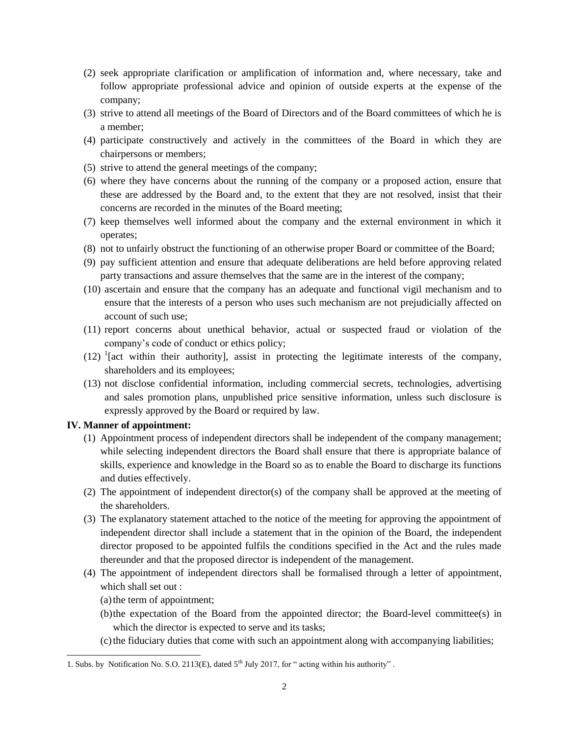(2) seek appropriate clarification or amplification of information and, where necessary, take and follow appropriate professional advice and opinion of outside experts at the expense of the company;

(3) strive to attend all meetings of the Board of Directors and of the Board committees of which he is a member;

(4) participate constructively and actively in the committees of the Board in which they are chairpersons or members;

(5) strive to attend the general meetings of the company;

(6) where they have concerns about the running of the company or a proposed action, ensure that these are addressed by the Board and, to the extent that they are not resolved, insist that their concerns are recorded in the minutes of the Board meeting;

(7) keep themselves well informed about the company and the external environment in which it operates;

(8) not to unfairly obstruct the functioning of an otherwise proper Board or committee of the Board;

(9) pay sufficient attention and ensure that adequate deliberations are held before approving related party transactions and assure themselves that the same are in the interest of the company;

(10) ascertain and ensure that the company has an adequate and functional vigil mechanism and to ensure that the interests of a person who uses such mechanism are not prejudicially affected on account of such use;

(11) report concerns about unethical behavior, actual or suspected fraud or violation of the company's code of conduct or ethics policy;

(12) [1][act within their authority], assist in protecting the legitimate interests of the company, shareholders and its employees;

(13) not disclose confidential information, including commercial secrets, technologies, advertising and sales promotion plans, unpublished price sensitive information, unless such disclosure is expressly approved by the Board or required by law.

**IV. Manner of appointment:**

(1) Appointment process of independent directors shall be independent of the company management; while selecting independent directors the Board shall ensure that there is appropriate balance of skills, experience and knowledge in the Board so as to enable the Board to discharge its functions and duties effectively.

(2) The appointment of independent director(s) of the company shall be approved at the meeting of the shareholders.

(3) The explanatory statement attached to the notice of the meeting for approving the appointment of independent director shall include a statement that in the opinion of the Board, the independent director proposed to be appointed fulfils the conditions specified in the Act and the rules made thereunder and that the proposed director is independent of the management.

(4) The appointment of independent directors shall be formalised through a letter of appointment, which shall set out :

(a) the term of appointment;

(b) the expectation of the Board from the appointed director; the Board-level committee(s) in which the director is expected to serve and its tasks;

(c) the fiduciary duties that come with such an appointment along with accompanying liabilities;

---

1. Subs. by Notification No. S.O. 2113(E), dated 5th July 2017, for " acting within his authority" .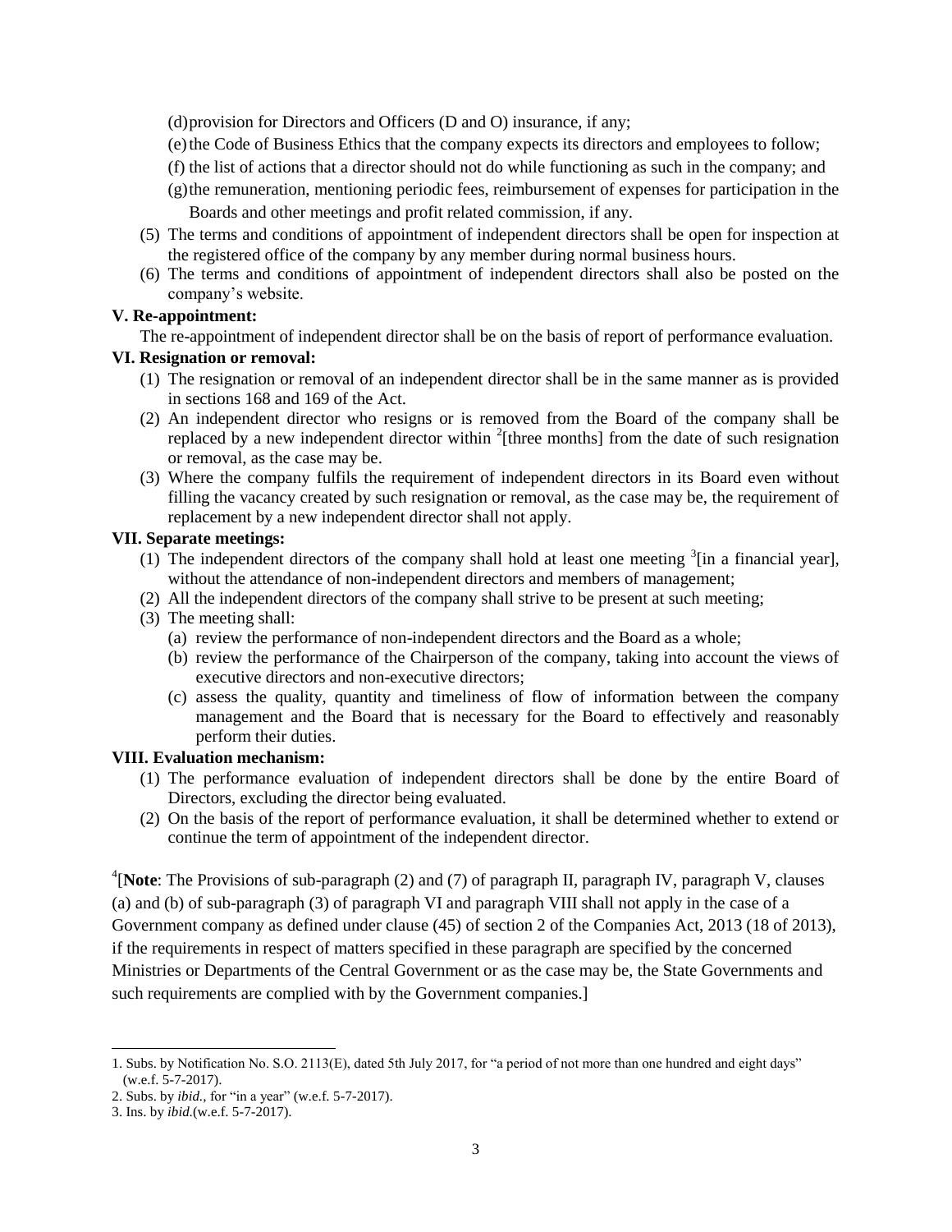(d) provision for Directors and Officers (D and O) insurance, if any;

(e) the Code of Business Ethics that the company expects its directors and employees to follow;

(f) the list of actions that a director should not do while functioning as such in the company; and

(g) the remuneration, mentioning periodic fees, reimbursement of expenses for participation in the Boards and other meetings and profit related commission, if any.

(5) The terms and conditions of appointment of independent directors shall be open for inspection at the registered office of the company by any member during normal business hours.

(6) The terms and conditions of appointment of independent directors shall also be posted on the company's website.

**V. Re-appointment:**

The re-appointment of independent director shall be on the basis of report of performance evaluation.

**VI. Resignation or removal:**

(1) The resignation or removal of an independent director shall be in the same manner as is provided in sections 168 and 169 of the Act.

(2) An independent director who resigns or is removed from the Board of the company shall be replaced by a new independent director within [2][three months] from the date of such resignation or removal, as the case may be.

(3) Where the company fulfils the requirement of independent directors in its Board even without filling the vacancy created by such resignation or removal, as the case may be, the requirement of replacement by a new independent director shall not apply.

**VII. Separate meetings:**

(1) The independent directors of the company shall hold at least one meeting [3][in a financial year], without the attendance of non-independent directors and members of management;

(2) All the independent directors of the company shall strive to be present at such meeting;

(3) The meeting shall:

(a) review the performance of non-independent directors and the Board as a whole;

(b) review the performance of the Chairperson of the company, taking into account the views of executive directors and non-executive directors;

(c) assess the quality, quantity and timeliness of flow of information between the company management and the Board that is necessary for the Board to effectively and reasonably perform their duties.

**VIII. Evaluation mechanism:**

(1) The performance evaluation of independent directors shall be done by the entire Board of Directors, excluding the director being evaluated.

(2) On the basis of the report of performance evaluation, it shall be determined whether to extend or continue the term of appointment of the independent director.

[4][**Note**: The Provisions of sub-paragraph (2) and (7) of paragraph II, paragraph IV, paragraph V, clauses (a) and (b) of sub-paragraph (3) of paragraph VI and paragraph VIII shall not apply in the case of a Government company as defined under clause (45) of section 2 of the Companies Act, 2013 (18 of 2013), if the requirements in respect of matters specified in these paragraph are specified by the concerned Ministries or Departments of the Central Government or as the case may be, the State Governments and such requirements are complied with by the Government companies.]

---

1. Subs. by Notification No. S.O. 2113(E), dated 5th July 2017, for "a period of not more than one hundred and eight days" (w.e.f. 5-7-2017).
2. Subs. by *ibid.,* for "in a year" (w.e.f. 5-7-2017).
3. Ins. by *ibid.*(w.e.f. 5-7-2017).